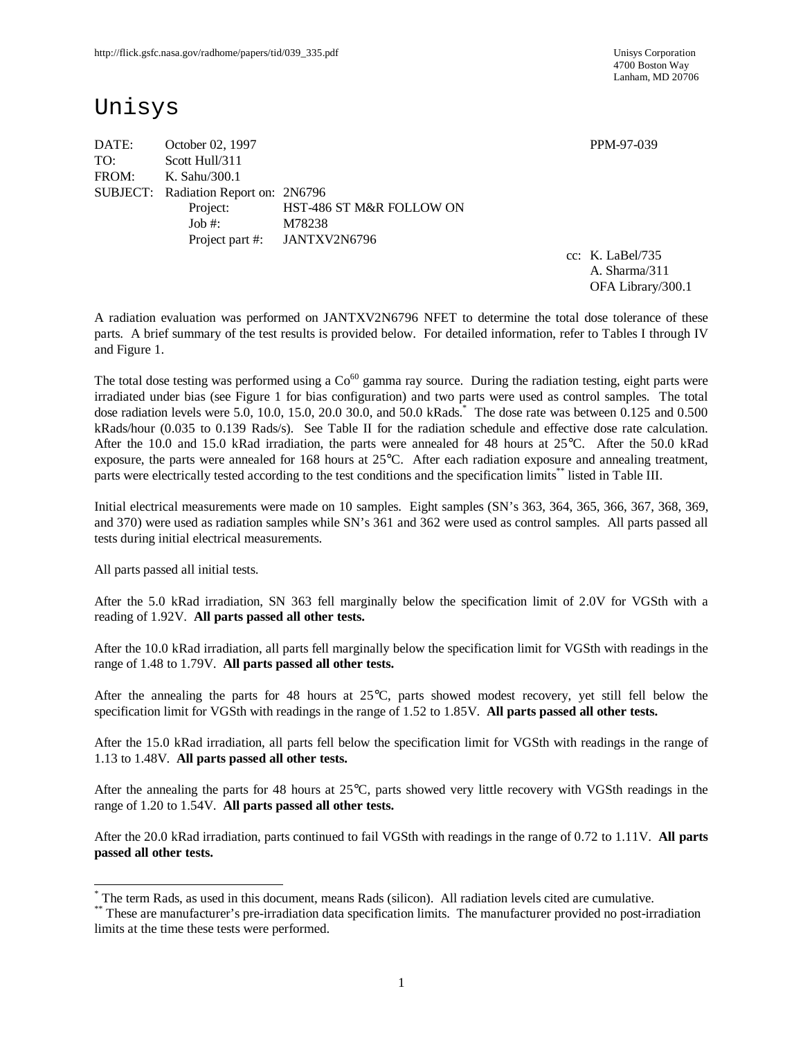http://flick.gsfc.nasa.gov/radhome/papers/tid/039_335.pdf

Unisys Corporation
4700 Boston Way
Lanham, MD 20706

# Unisys

DATE: October 02, 1997 PPM-97-039

TO: Scott Hull/311

FROM: K. Sahu/300.1

SUBJECT: Radiation Report on: 2N6796

Project: HST-486 ST M&R FOLLOW ON

Job #: M78238

Project part #: JANTXV2N6796

cc: K. LaBel/735
A. Sharma/311
OFA Library/300.1

A radiation evaluation was performed on JANTXV2N6796 NFET to determine the total dose tolerance of these parts. A brief summary of the test results is provided below. For detailed information, refer to Tables I through IV and Figure 1.

The total dose testing was performed using a $Co^{60}$ gamma ray source. During the radiation testing, eight parts were irradiated under bias (see Figure 1 for bias configuration) and two parts were used as control samples. The total dose radiation levels were 5.0, 10.0, 15.0, 20.0 30.0, and 50.0 kRads.* The dose rate was between 0.125 and 0.500 kRads/hour (0.035 to 0.139 Rads/s). See Table II for the radiation schedule and effective dose rate calculation. After the 10.0 and 15.0 kRad irradiation, the parts were annealed for 48 hours at 25°C. After the 50.0 kRad exposure, the parts were annealed for 168 hours at 25°C. After each radiation exposure and annealing treatment, parts were electrically tested according to the test conditions and the specification limits** listed in Table III.

Initial electrical measurements were made on 10 samples. Eight samples (SN's 363, 364, 365, 366, 367, 368, 369, and 370) were used as radiation samples while SN's 361 and 362 were used as control samples. All parts passed all tests during initial electrical measurements.

All parts passed all initial tests.

After the 5.0 kRad irradiation, SN 363 fell marginally below the specification limit of 2.0V for VGSth with a reading of 1.92V. **All parts passed all other tests.**

After the 10.0 kRad irradiation, all parts fell marginally below the specification limit for VGSth with readings in the range of 1.48 to 1.79V. **All parts passed all other tests.**

After the annealing the parts for 48 hours at 25°C, parts showed modest recovery, yet still fell below the specification limit for VGSth with readings in the range of 1.52 to 1.85V. **All parts passed all other tests.**

After the 15.0 kRad irradiation, all parts fell below the specification limit for VGSth with readings in the range of 1.13 to 1.48V. **All parts passed all other tests.**

After the annealing the parts for 48 hours at 25°C, parts showed very little recovery with VGSth readings in the range of 1.20 to 1.54V. **All parts passed all other tests.**

After the 20.0 kRad irradiation, parts continued to fail VGSth with readings in the range of 0.72 to 1.11V. **All parts passed all other tests.**

---

* The term Rads, as used in this document, means Rads (silicon). All radiation levels cited are cumulative.

** These are manufacturer's pre-irradiation data specification limits. The manufacturer provided no post-irradiation limits at the time these tests were performed.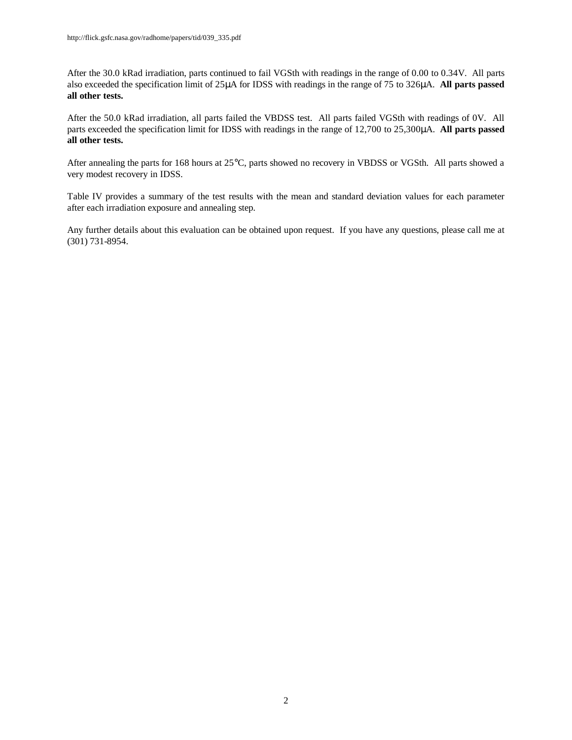After the 30.0 kRad irradiation, parts continued to fail VGSth with readings in the range of 0.00 to 0.34V. All parts also exceeded the specification limit of 25μA for IDSS with readings in the range of 75 to 326μA. **All parts passed all other tests.**

After the 50.0 kRad irradiation, all parts failed the VBDSS test. All parts failed VGSth with readings of 0V. All parts exceeded the specification limit for IDSS with readings in the range of 12,700 to 25,300μA. **All parts passed all other tests.**

After annealing the parts for 168 hours at 25°C, parts showed no recovery in VBDSS or VGSth. All parts showed a very modest recovery in IDSS.

Table IV provides a summary of the test results with the mean and standard deviation values for each parameter after each irradiation exposure and annealing step.

Any further details about this evaluation can be obtained upon request. If you have any questions, please call me at (301) 731-8954.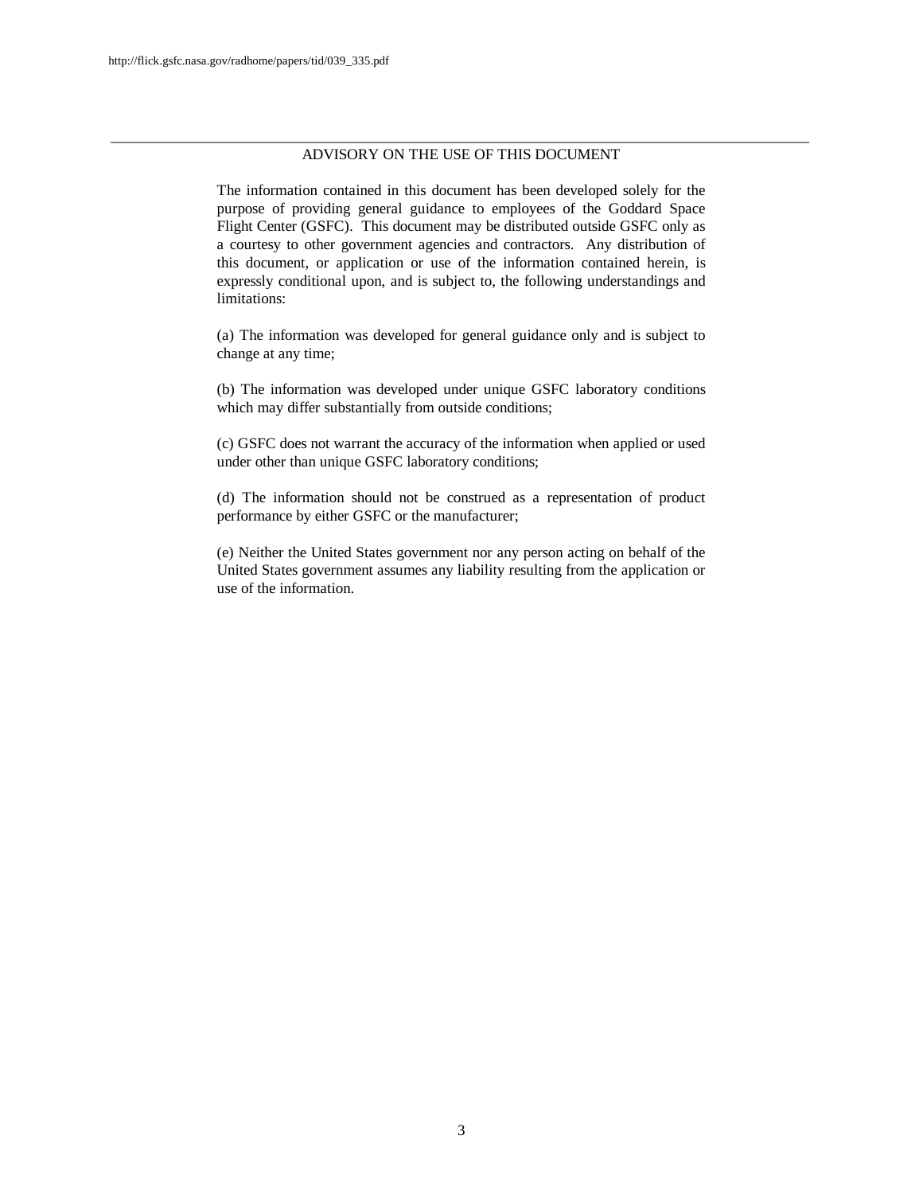## ADVISORY ON THE USE OF THIS DOCUMENT

The information contained in this document has been developed solely for the purpose of providing general guidance to employees of the Goddard Space Flight Center (GSFC). This document may be distributed outside GSFC only as a courtesy to other government agencies and contractors. Any distribution of this document, or application or use of the information contained herein, is expressly conditional upon, and is subject to, the following understandings and limitations:

(a) The information was developed for general guidance only and is subject to change at any time;

(b) The information was developed under unique GSFC laboratory conditions which may differ substantially from outside conditions;

(c) GSFC does not warrant the accuracy of the information when applied or used under other than unique GSFC laboratory conditions;

(d) The information should not be construed as a representation of product performance by either GSFC or the manufacturer;

(e) Neither the United States government nor any person acting on behalf of the United States government assumes any liability resulting from the application or use of the information.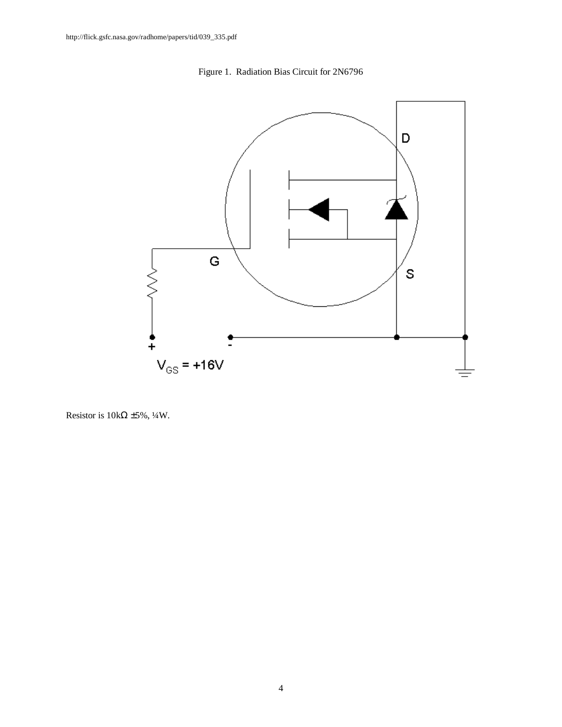http://flick.gsfc.nasa.gov/radhome/papers/tid/039_335.pdf

Figure 1. Radiation Bias Circuit for 2N6796

D

G

S

+ -

$V_{GS}$ = +16V

Resistor is 10kΩ ±5%, ¼W.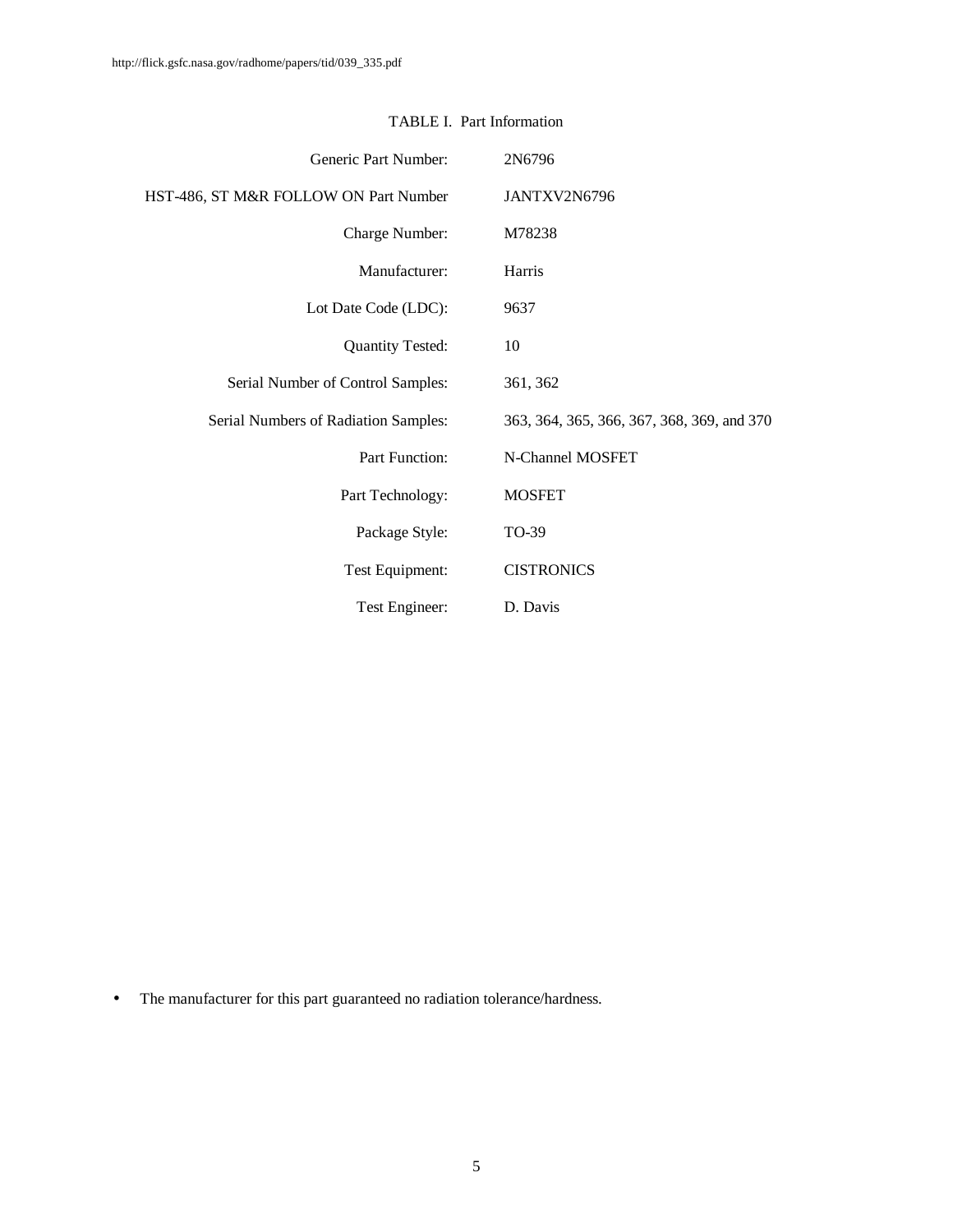TABLE I. Part Information

| | |
|---|---|
| Generic Part Number: | 2N6796 |
| HST-486, ST M&R FOLLOW ON Part Number | JANTXV2N6796 |
| Charge Number: | M78238 |
| Manufacturer: | Harris |
| Lot Date Code (LDC): | 9637 |
| Quantity Tested: | 10 |
| Serial Number of Control Samples: | 361, 362 |
| Serial Numbers of Radiation Samples: | 363, 364, 365, 366, 367, 368, 369, and 370 |
| Part Function: | N-Channel MOSFET |
| Part Technology: | MOSFET |
| Package Style: | TO-39 |
| Test Equipment: | CISTRONICS |
| Test Engineer: | D. Davis |

- The manufacturer for this part guaranteed no radiation tolerance/hardness.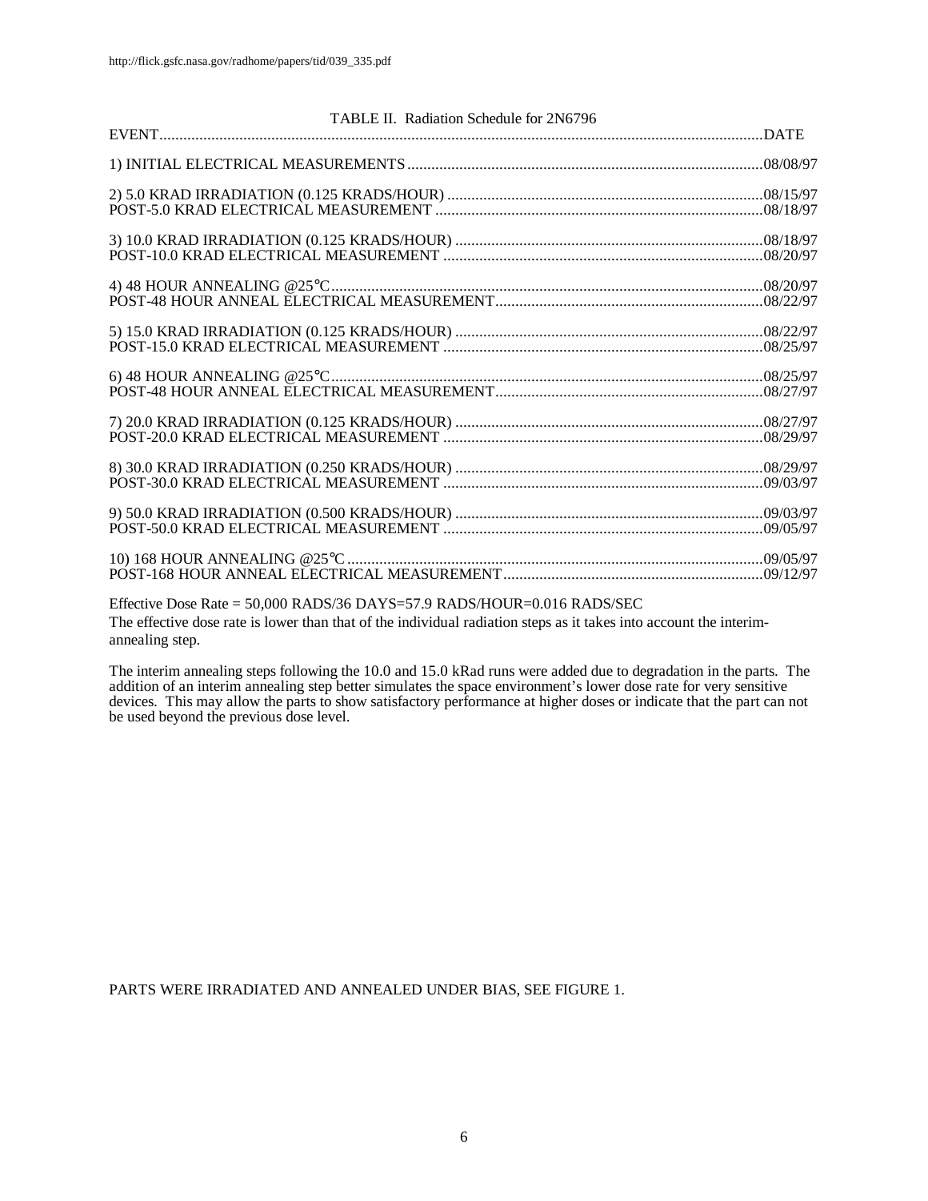TABLE II. Radiation Schedule for 2N6796

| EVENT | DATE |
|---|---|
| 1) INITIAL ELECTRICAL MEASUREMENTS | 08/08/97 |
| 2) 5.0 KRAD IRRADIATION (0.125 KRADS/HOUR) | 08/15/97 |
| POST-5.0 KRAD ELECTRICAL MEASUREMENT | 08/18/97 |
| 3) 10.0 KRAD IRRADIATION (0.125 KRADS/HOUR) | 08/18/97 |
| POST-10.0 KRAD ELECTRICAL MEASUREMENT | 08/20/97 |
| 4) 48 HOUR ANNEALING @25°C | 08/20/97 |
| POST-48 HOUR ANNEAL ELECTRICAL MEASUREMENT | 08/22/97 |
| 5) 15.0 KRAD IRRADIATION (0.125 KRADS/HOUR) | 08/22/97 |
| POST-15.0 KRAD ELECTRICAL MEASUREMENT | 08/25/97 |
| 6) 48 HOUR ANNEALING @25°C | 08/25/97 |
| POST-48 HOUR ANNEAL ELECTRICAL MEASUREMENT | 08/27/97 |
| 7) 20.0 KRAD IRRADIATION (0.125 KRADS/HOUR) | 08/27/97 |
| POST-20.0 KRAD ELECTRICAL MEASUREMENT | 08/29/97 |
| 8) 30.0 KRAD IRRADIATION (0.250 KRADS/HOUR) | 08/29/97 |
| POST-30.0 KRAD ELECTRICAL MEASUREMENT | 09/03/97 |
| 9) 50.0 KRAD IRRADIATION (0.500 KRADS/HOUR) | 09/03/97 |
| POST-50.0 KRAD ELECTRICAL MEASUREMENT | 09/05/97 |
| 10) 168 HOUR ANNEALING @25°C | 09/05/97 |
| POST-168 HOUR ANNEAL ELECTRICAL MEASUREMENT | 09/12/97 |

Effective Dose Rate = 50,000 RADS/36 DAYS=57.9 RADS/HOUR=0.016 RADS/SEC

The effective dose rate is lower than that of the individual radiation steps as it takes into account the interim-annealing step.

The interim annealing steps following the 10.0 and 15.0 kRad runs were added due to degradation in the parts. The addition of an interim annealing step better simulates the space environment's lower dose rate for very sensitive devices. This may allow the parts to show satisfactory performance at higher doses or indicate that the part can not be used beyond the previous dose level.

PARTS WERE IRRADIATED AND ANNEALED UNDER BIAS, SEE FIGURE 1.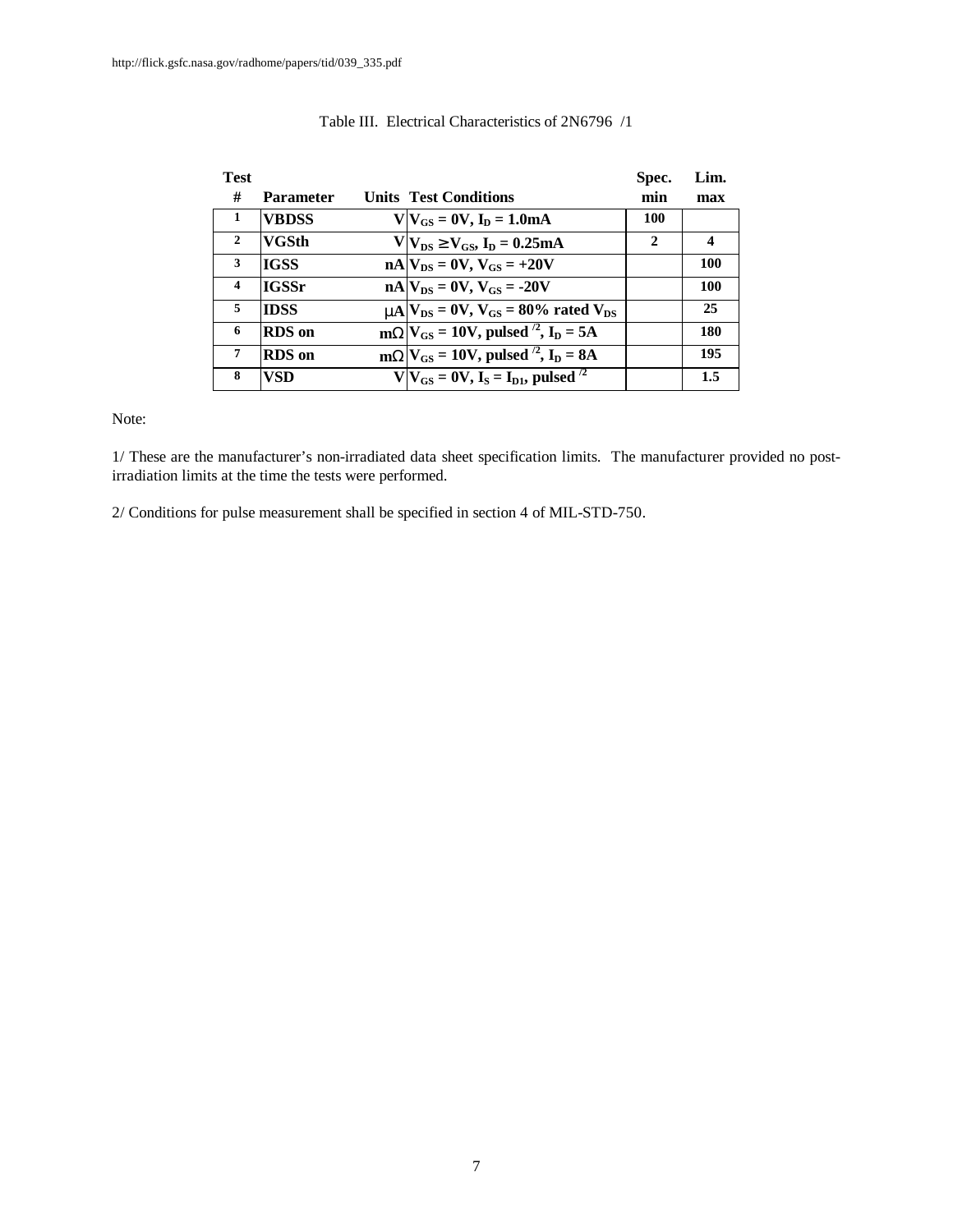Table III. Electrical Characteristics of 2N6796 /1

| Test # | Parameter | Units | Test Conditions | Spec. min | Lim. max |
|---|---|---|---|---|---|
| 1 | VBDSS | V | $V_{GS} = 0V$, $I_D = 1.0mA$ | 100 | |
| 2 | VGSth | V | $V_{DS} \geq V_{GS}$, $I_D = 0.25mA$ | 2 | 4 |
| 3 | IGSS | nA | $V_{DS} = 0V$, $V_{GS} = +20V$ | | 100 |
| 4 | IGSSr | nA | $V_{DS} = 0V$, $V_{GS} = -20V$ | | 100 |
| 5 | IDSS | μA | $V_{DS} = 0V$, $V_{GS} = 80\%$ rated $V_{DS}$ | | 25 |
| 6 | RDS on | mΩ | $V_{GS} = 10V$, pulsed /2, $I_D = 5A$ | | 180 |
| 7 | RDS on | mΩ | $V_{GS} = 10V$, pulsed /2, $I_D = 8A$ | | 195 |
| 8 | VSD | V | $V_{GS} = 0V$, $I_S = I_{D1}$, pulsed /2 | | 1.5 |

Note:

1/ These are the manufacturer's non-irradiated data sheet specification limits. The manufacturer provided no post-irradiation limits at the time the tests were performed.

2/ Conditions for pulse measurement shall be specified in section 4 of MIL-STD-750.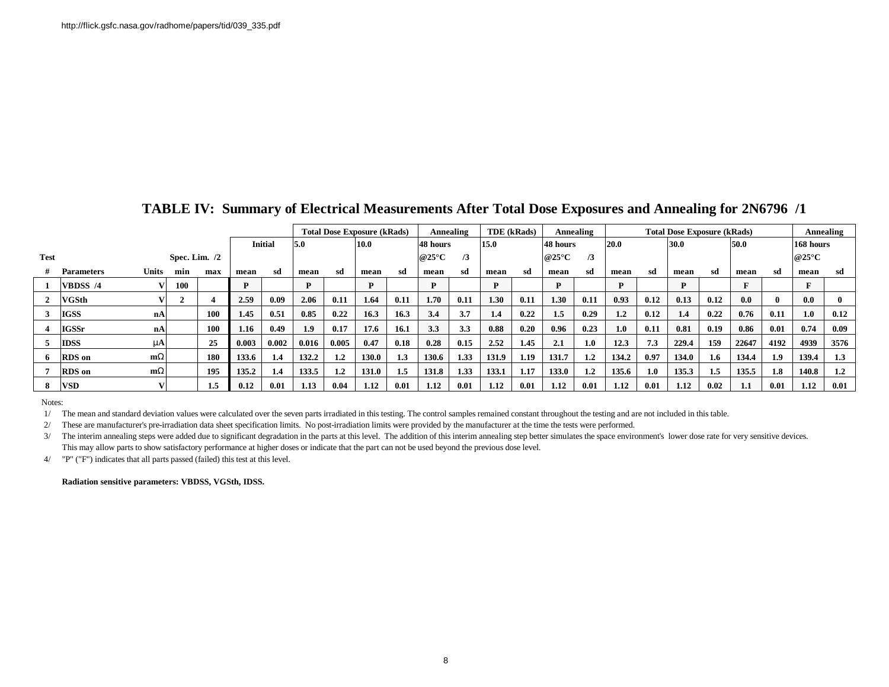http://flick.gsfc.nasa.gov/radhome/papers/tid/039_335.pdf

## TABLE IV: Summary of Electrical Measurements After Total Dose Exposures and Annealing for 2N6796 /1

| | | | | | | | Total Dose Exposure (kRads) | | | | Annealing | | TDE (kRads) | | Annealing | | Total Dose Exposure (kRads) | | | | | | Annealing | |
|---|---|---|---|---|---|---|---|---|---|---|---|---|---|---|---|---|---|---|---|---|---|---|---|---|
| | | | | | Initial | | 5.0 | | 10.0 | | 48 hours | | 15.0 | | 48 hours | | 20.0 | | 30.0 | | 50.0 | | 168 hours | |
| Test | | | Spec. Lim. /2 | | | | | | | | @25°C | /3 | | | @25°C | /3 | | | | | | | @25°C | |
| # | Parameters | Units | min | max | mean | sd | mean | sd | mean | sd | mean | sd | mean | sd | mean | sd | mean | sd | mean | sd | mean | sd | mean | sd |
| 1 | VBDSS /4 | V | 100 | | P | | P | | P | | P | | P | | P | | P | | P | | F | | F | |
| 2 | VGSth | V | 2 | 4 | 2.59 | 0.09 | 2.06 | 0.11 | 1.64 | 0.11 | 1.70 | 0.11 | 1.30 | 0.11 | 1.30 | 0.11 | 0.93 | 0.12 | 0.13 | 0.12 | 0.0 | 0 | 0.0 | 0 |
| 3 | IGSS | nA | | 100 | 1.45 | 0.51 | 0.85 | 0.22 | 16.3 | 16.3 | 3.4 | 3.7 | 1.4 | 0.22 | 1.5 | 0.29 | 1.2 | 0.12 | 1.4 | 0.22 | 0.76 | 0.11 | 1.0 | 0.12 |
| 4 | IGSSr | nA | | 100 | 1.16 | 0.49 | 1.9 | 0.17 | 17.6 | 16.1 | 3.3 | 3.3 | 0.88 | 0.20 | 0.96 | 0.23 | 1.0 | 0.11 | 0.81 | 0.19 | 0.86 | 0.01 | 0.74 | 0.09 |
| 5 | IDSS | μA | | 25 | 0.003 | 0.002 | 0.016 | 0.005 | 0.47 | 0.18 | 0.28 | 0.15 | 2.52 | 1.45 | 2.1 | 1.0 | 12.3 | 7.3 | 229.4 | 159 | 22647 | 4192 | 4939 | 3576 |
| 6 | RDS on | mΩ | | 180 | 133.6 | 1.4 | 132.2 | 1.2 | 130.0 | 1.3 | 130.6 | 1.33 | 131.9 | 1.19 | 131.7 | 1.2 | 134.2 | 0.97 | 134.0 | 1.6 | 134.4 | 1.9 | 139.4 | 1.3 |
| 7 | RDS on | mΩ | | 195 | 135.2 | 1.4 | 133.5 | 1.2 | 131.0 | 1.5 | 131.8 | 1.33 | 133.1 | 1.17 | 133.0 | 1.2 | 135.6 | 1.0 | 135.3 | 1.5 | 135.5 | 1.8 | 140.8 | 1.2 |
| 8 | VSD | V | | 1.5 | 0.12 | 0.01 | 1.13 | 0.04 | 1.12 | 0.01 | 1.12 | 0.01 | 1.12 | 0.01 | 1.12 | 0.01 | 1.12 | 0.01 | 1.12 | 0.02 | 1.1 | 0.01 | 1.12 | 0.01 |

Notes:

1/ The mean and standard deviation values were calculated over the seven parts irradiated in this testing. The control samples remained constant throughout the testing and are not included in this table.

2/ These are manufacturer's pre-irradiation data sheet specification limits. No post-irradiation limits were provided by the manufacturer at the time the tests were performed.

3/ The interim annealing steps were added due to significant degradation in the parts at this level. The addition of this interim annealing step better simulates the space environment's lower dose rate for very sensitive devices. This may allow parts to show satisfactory performance at higher doses or indicate that the part can not be used beyond the previous dose level.

4/ "P" ("F") indicates that all parts passed (failed) this test at this level.

**Radiation sensitive parameters: VBDSS, VGSth, IDSS.**